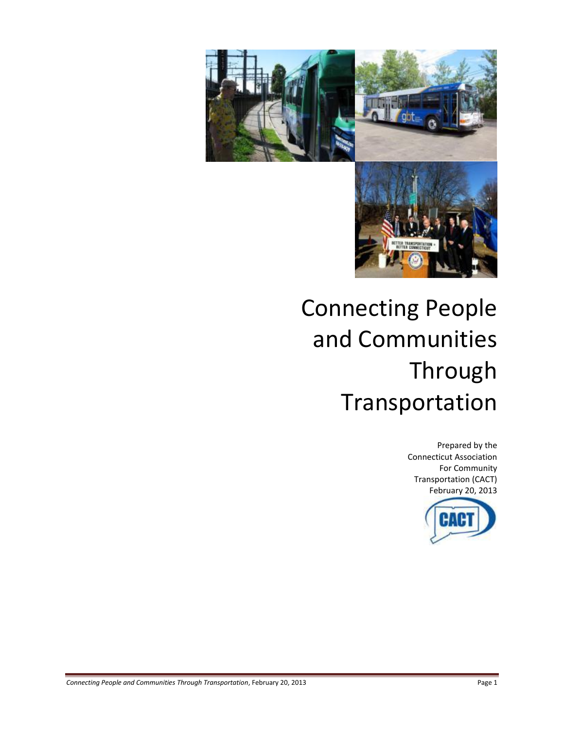# Connecting People and Communities Through Transportation

Prepared by the Connecticut Association For Community Transportation (CACT)
February 20, 2013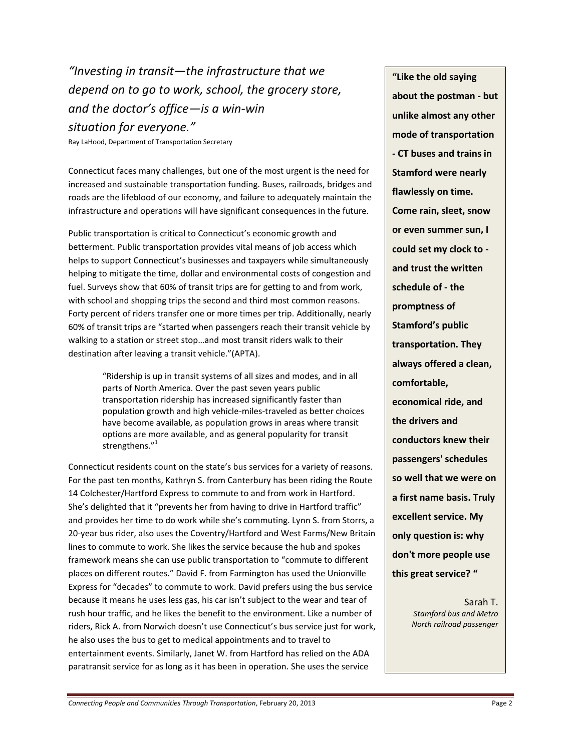*"Investing in transit—the infrastructure that we depend on to go to work, school, the grocery store, and the doctor's office—is a win-win situation for everyone."*

Ray LaHood, Department of Transportation Secretary

Connecticut faces many challenges, but one of the most urgent is the need for increased and sustainable transportation funding. Buses, railroads, bridges and roads are the lifeblood of our economy, and failure to adequately maintain the infrastructure and operations will have significant consequences in the future.

Public transportation is critical to Connecticut's economic growth and betterment. Public transportation provides vital means of job access which helps to support Connecticut's businesses and taxpayers while simultaneously helping to mitigate the time, dollar and environmental costs of congestion and fuel. Surveys show that 60% of transit trips are for getting to and from work, with school and shopping trips the second and third most common reasons. Forty percent of riders transfer one or more times per trip. Additionally, nearly 60% of transit trips are "started when passengers reach their transit vehicle by walking to a station or street stop…and most transit riders walk to their destination after leaving a transit vehicle."(APTA).

> "Ridership is up in transit systems of all sizes and modes, and in all parts of North America. Over the past seven years public transportation ridership has increased significantly faster than population growth and high vehicle-miles-traveled as better choices have become available, as population grows in areas where transit options are more available, and as general popularity for transit strengthens."[1]

Connecticut residents count on the state's bus services for a variety of reasons. For the past ten months, Kathryn S. from Canterbury has been riding the Route 14 Colchester/Hartford Express to commute to and from work in Hartford. She's delighted that it "prevents her from having to drive in Hartford traffic" and provides her time to do work while she's commuting. Lynn S. from Storrs, a 20-year bus rider, also uses the Coventry/Hartford and West Farms/New Britain lines to commute to work. She likes the service because the hub and spokes framework means she can use public transportation to "commute to different places on different routes." David F. from Farmington has used the Unionville Express for "decades" to commute to work. David prefers using the bus service because it means he uses less gas, his car isn't subject to the wear and tear of rush hour traffic, and he likes the benefit to the environment. Like a number of riders, Rick A. from Norwich doesn't use Connecticut's bus service just for work, he also uses the bus to get to medical appointments and to travel to entertainment events. Similarly, Janet W. from Hartford has relied on the ADA paratransit service for as long as it has been in operation. She uses the service

> **"Like the old saying about the postman - but unlike almost any other mode of transportation - CT buses and trains in Stamford were nearly flawlessly on time. Come rain, sleet, snow or even summer sun, I could set my clock to - and trust the written schedule of - the promptness of Stamford's public transportation. They always offered a clean, comfortable, economical ride, and the drivers and conductors knew their passengers' schedules so well that we were on a first name basis. Truly excellent service. My only question is: why don't more people use this great service? "**
>
> Sarah T.
> *Stamford bus and Metro North railroad passenger*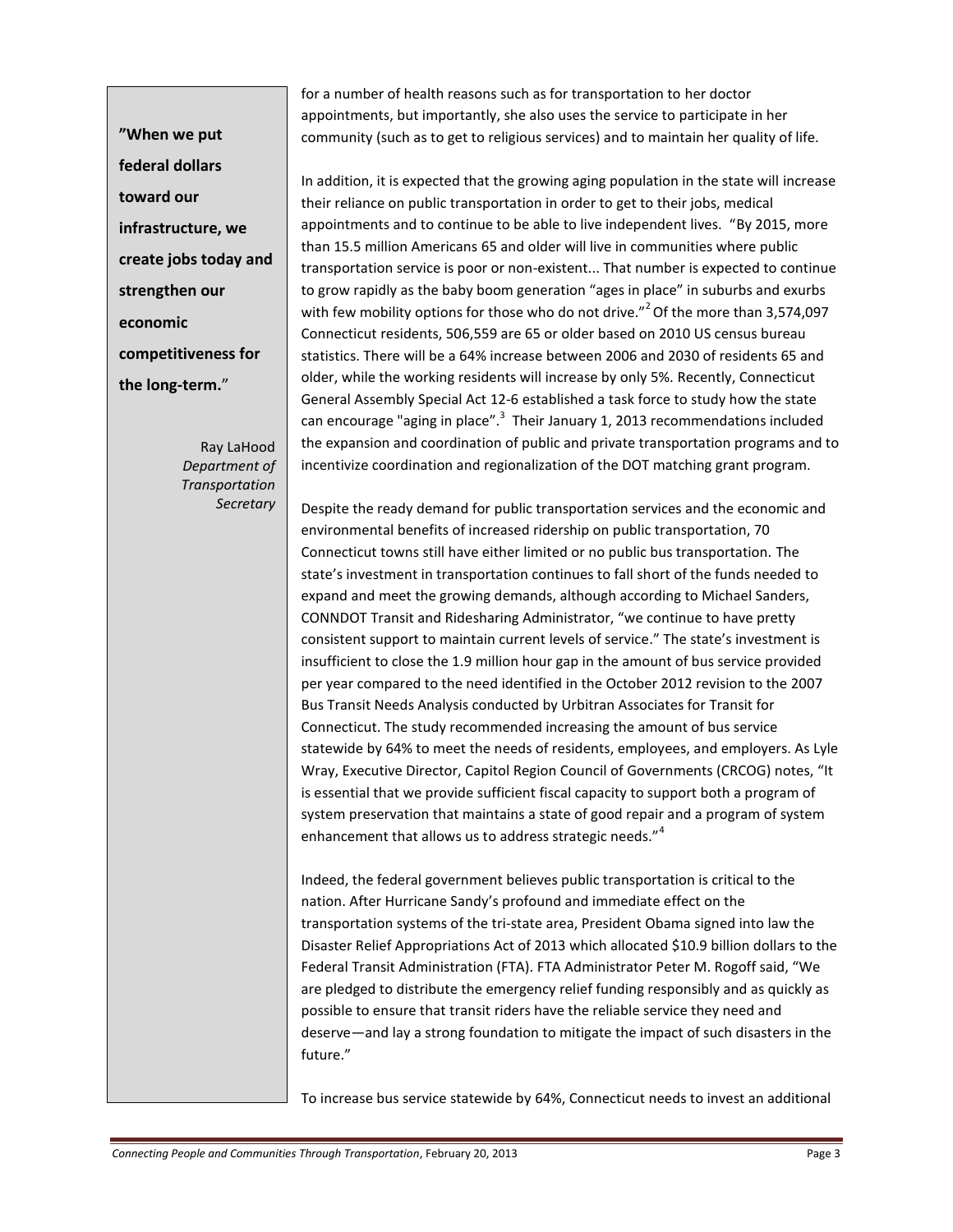> **"When we put federal dollars toward our infrastructure, we create jobs today and strengthen our economic competitiveness for the long-term."**
>
> Ray LaHood
> *Department of Transportation Secretary*

for a number of health reasons such as for transportation to her doctor appointments, but importantly, she also uses the service to participate in her community (such as to get to religious services) and to maintain her quality of life.

In addition, it is expected that the growing aging population in the state will increase their reliance on public transportation in order to get to their jobs, medical appointments and to continue to be able to live independent lives. "By 2015, more than 15.5 million Americans 65 and older will live in communities where public transportation service is poor or non-existent... That number is expected to continue to grow rapidly as the baby boom generation "ages in place" in suburbs and exurbs with few mobility options for those who do not drive."[2] Of the more than 3,574,097 Connecticut residents, 506,559 are 65 or older based on 2010 US census bureau statistics. There will be a 64% increase between 2006 and 2030 of residents 65 and older, while the working residents will increase by only 5%. Recently, Connecticut General Assembly Special Act 12-6 established a task force to study how the state can encourage "aging in place".[3] Their January 1, 2013 recommendations included the expansion and coordination of public and private transportation programs and to incentivize coordination and regionalization of the DOT matching grant program.

Despite the ready demand for public transportation services and the economic and environmental benefits of increased ridership on public transportation, 70 Connecticut towns still have either limited or no public bus transportation. The state's investment in transportation continues to fall short of the funds needed to expand and meet the growing demands, although according to Michael Sanders, CONNDOT Transit and Ridesharing Administrator, "we continue to have pretty consistent support to maintain current levels of service." The state's investment is insufficient to close the 1.9 million hour gap in the amount of bus service provided per year compared to the need identified in the October 2012 revision to the 2007 Bus Transit Needs Analysis conducted by Urbitran Associates for Transit for Connecticut. The study recommended increasing the amount of bus service statewide by 64% to meet the needs of residents, employees, and employers. As Lyle Wray, Executive Director, Capitol Region Council of Governments (CRCOG) notes, "It is essential that we provide sufficient fiscal capacity to support both a program of system preservation that maintains a state of good repair and a program of system enhancement that allows us to address strategic needs."[4]

Indeed, the federal government believes public transportation is critical to the nation. After Hurricane Sandy's profound and immediate effect on the transportation systems of the tri-state area, President Obama signed into law the Disaster Relief Appropriations Act of 2013 which allocated $10.9 billion dollars to the Federal Transit Administration (FTA). FTA Administrator Peter M. Rogoff said, "We are pledged to distribute the emergency relief funding responsibly and as quickly as possible to ensure that transit riders have the reliable service they need and deserve—and lay a strong foundation to mitigate the impact of such disasters in the future."

To increase bus service statewide by 64%, Connecticut needs to invest an additional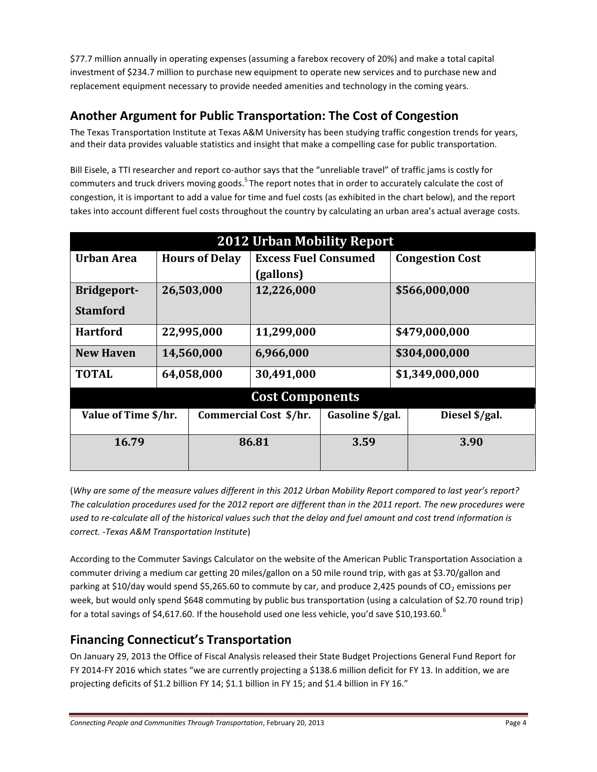$77.7 million annually in operating expenses (assuming a farebox recovery of 20%) and make a total capital investment of $234.7 million to purchase new equipment to operate new services and to purchase new and replacement equipment necessary to provide needed amenities and technology in the coming years.

## Another Argument for Public Transportation: The Cost of Congestion

The Texas Transportation Institute at Texas A&M University has been studying traffic congestion trends for years, and their data provides valuable statistics and insight that make a compelling case for public transportation.

Bill Eisele, a TTI researcher and report co-author says that the "unreliable travel" of traffic jams is costly for commuters and truck drivers moving goods.[5] The report notes that in order to accurately calculate the cost of congestion, it is important to add a value for time and fuel costs (as exhibited in the chart below), and the report takes into account different fuel costs throughout the country by calculating an urban area's actual average costs.

| 2012 Urban Mobility Report | | | |
|---|---|---|---|
| **Urban Area** | **Hours of Delay** | **Excess Fuel Consumed (gallons)** | **Congestion Cost** |
| **Bridgeport-Stamford** | **26,503,000** | **12,226,000** | **$566,000,000** |
| **Hartford** | **22,995,000** | **11,299,000** | **$479,000,000** |
| **New Haven** | **14,560,000** | **6,966,000** | **$304,000,000** |
| **TOTAL** | **64,058,000** | **30,491,000** | **$1,349,000,000** |

| Cost Components | | | |
|---|---|---|---|
| **Value of Time $/hr.** | **Commercial Cost $/hr.** | **Gasoline $/gal.** | **Diesel $/gal.** |
| **16.79** | **86.81** | **3.59** | **3.90** |

(*Why are some of the measure values different in this 2012 Urban Mobility Report compared to last year's report? The calculation procedures used for the 2012 report are different than in the 2011 report. The new procedures were used to re-calculate all of the historical values such that the delay and fuel amount and cost trend information is correct. -Texas A&M Transportation Institute*)

According to the Commuter Savings Calculator on the website of the American Public Transportation Association a commuter driving a medium car getting 20 miles/gallon on a 50 mile round trip, with gas at $3.70/gallon and parking at $10/day would spend $5,265.60 to commute by car, and produce 2,425 pounds of $CO_2$ emissions per week, but would only spend $648 commuting by public bus transportation (using a calculation of $2.70 round trip) for a total savings of $4,617.60. If the household used one less vehicle, you'd save $10,193.60.[6]

## Financing Connecticut's Transportation

On January 29, 2013 the Office of Fiscal Analysis released their State Budget Projections General Fund Report for FY 2014-FY 2016 which states "we are currently projecting a $138.6 million deficit for FY 13. In addition, we are projecting deficits of $1.2 billion FY 14; $1.1 billion in FY 15; and $1.4 billion in FY 16."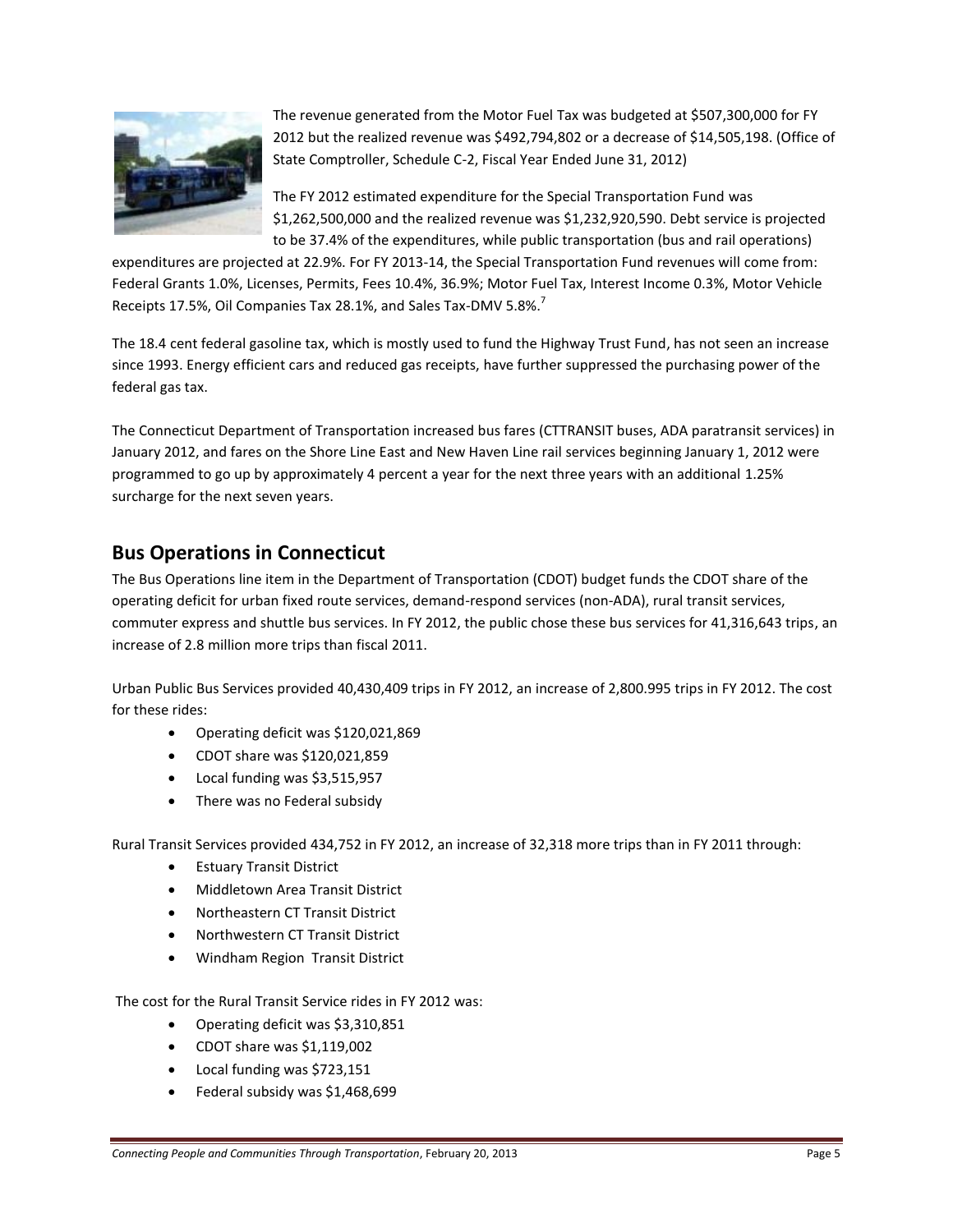The revenue generated from the Motor Fuel Tax was budgeted at $507,300,000 for FY 2012 but the realized revenue was $492,794,802 or a decrease of $14,505,198. (Office of State Comptroller, Schedule C-2, Fiscal Year Ended June 31, 2012)

The FY 2012 estimated expenditure for the Special Transportation Fund was $1,262,500,000 and the realized revenue was $1,232,920,590. Debt service is projected to be 37.4% of the expenditures, while public transportation (bus and rail operations) expenditures are projected at 22.9%. For FY 2013-14, the Special Transportation Fund revenues will come from: Federal Grants 1.0%, Licenses, Permits, Fees 10.4%, 36.9%; Motor Fuel Tax, Interest Income 0.3%, Motor Vehicle Receipts 17.5%, Oil Companies Tax 28.1%, and Sales Tax-DMV 5.8%.[7]

The 18.4 cent federal gasoline tax, which is mostly used to fund the Highway Trust Fund, has not seen an increase since 1993. Energy efficient cars and reduced gas receipts, have further suppressed the purchasing power of the federal gas tax.

The Connecticut Department of Transportation increased bus fares (CTTRANSIT buses, ADA paratransit services) in January 2012, and fares on the Shore Line East and New Haven Line rail services beginning January 1, 2012 were programmed to go up by approximately 4 percent a year for the next three years with an additional 1.25% surcharge for the next seven years.

## Bus Operations in Connecticut

The Bus Operations line item in the Department of Transportation (CDOT) budget funds the CDOT share of the operating deficit for urban fixed route services, demand-respond services (non-ADA), rural transit services, commuter express and shuttle bus services. In FY 2012, the public chose these bus services for 41,316,643 trips, an increase of 2.8 million more trips than fiscal 2011.

Urban Public Bus Services provided 40,430,409 trips in FY 2012, an increase of 2,800.995 trips in FY 2012. The cost for these rides:

- Operating deficit was $120,021,869
- CDOT share was $120,021,859
- Local funding was $3,515,957
- There was no Federal subsidy

Rural Transit Services provided 434,752 in FY 2012, an increase of 32,318 more trips than in FY 2011 through:

- Estuary Transit District
- Middletown Area Transit District
- Northeastern CT Transit District
- Northwestern CT Transit District
- Windham Region Transit District

The cost for the Rural Transit Service rides in FY 2012 was:

- Operating deficit was $3,310,851
- CDOT share was $1,119,002
- Local funding was $723,151
- Federal subsidy was $1,468,699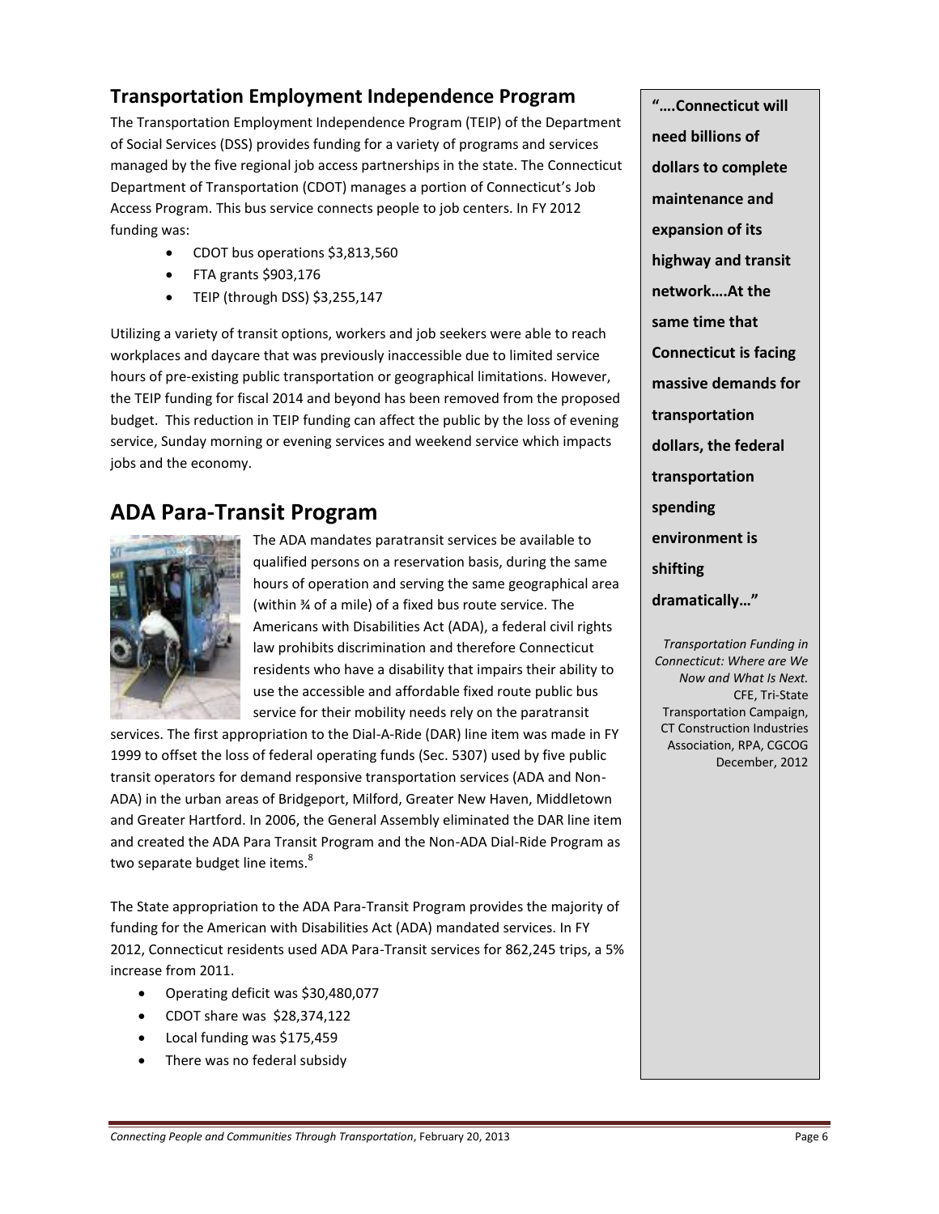## Transportation Employment Independence Program

The Transportation Employment Independence Program (TEIP) of the Department of Social Services (DSS) provides funding for a variety of programs and services managed by the five regional job access partnerships in the state. The Connecticut Department of Transportation (CDOT) manages a portion of Connecticut's Job Access Program. This bus service connects people to job centers. In FY 2012 funding was:

- CDOT bus operations $3,813,560
- FTA grants $903,176
- TEIP (through DSS) $3,255,147

Utilizing a variety of transit options, workers and job seekers were able to reach workplaces and daycare that was previously inaccessible due to limited service hours of pre-existing public transportation or geographical limitations. However, the TEIP funding for fiscal 2014 and beyond has been removed from the proposed budget. This reduction in TEIP funding can affect the public by the loss of evening service, Sunday morning or evening services and weekend service which impacts jobs and the economy.

## ADA Para-Transit Program

The ADA mandates paratransit services be available to qualified persons on a reservation basis, during the same hours of operation and serving the same geographical area (within ¾ of a mile) of a fixed bus route service. The Americans with Disabilities Act (ADA), a federal civil rights law prohibits discrimination and therefore Connecticut residents who have a disability that impairs their ability to use the accessible and affordable fixed route public bus service for their mobility needs rely on the paratransit services. The first appropriation to the Dial-A-Ride (DAR) line item was made in FY 1999 to offset the loss of federal operating funds (Sec. 5307) used by five public transit operators for demand responsive transportation services (ADA and Non-ADA) in the urban areas of Bridgeport, Milford, Greater New Haven, Middletown and Greater Hartford. In 2006, the General Assembly eliminated the DAR line item and created the ADA Para Transit Program and the Non-ADA Dial-Ride Program as two separate budget line items.[8]

The State appropriation to the ADA Para-Transit Program provides the majority of funding for the American with Disabilities Act (ADA) mandated services. In FY 2012, Connecticut residents used ADA Para-Transit services for 862,245 trips, a 5% increase from 2011.

- Operating deficit was $30,480,077
- CDOT share was $28,374,122
- Local funding was $175,459
- There was no federal subsidy

**"….Connecticut will need billions of dollars to complete maintenance and expansion of its highway and transit network….At the same time that Connecticut is facing massive demands for transportation dollars, the federal transportation spending environment is shifting dramatically…"**

*Transportation Funding in Connecticut: Where are We Now and What Is Next.* CFE, Tri-State Transportation Campaign, CT Construction Industries Association, RPA, CGCOG December, 2012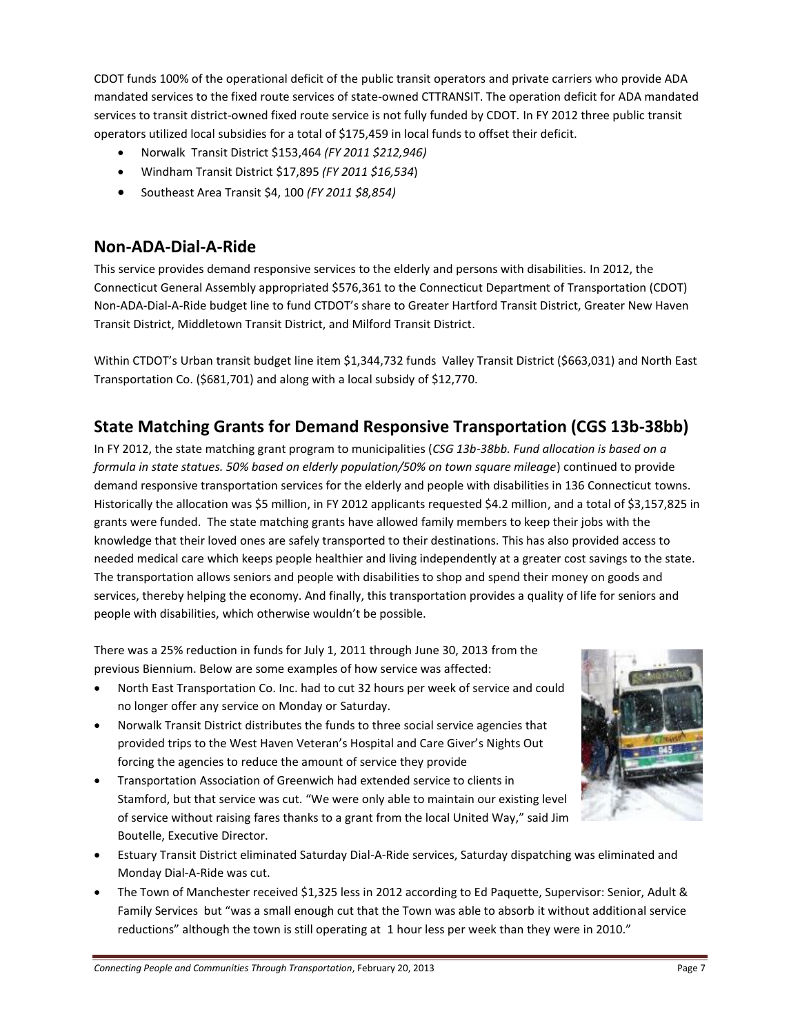CDOT funds 100% of the operational deficit of the public transit operators and private carriers who provide ADA mandated services to the fixed route services of state-owned CTTRANSIT. The operation deficit for ADA mandated services to transit district-owned fixed route service is not fully funded by CDOT. In FY 2012 three public transit operators utilized local subsidies for a total of $175,459 in local funds to offset their deficit.

- Norwalk Transit District $153,464 *(FY 2011 $212,946)*
- Windham Transit District $17,895 *(FY 2011 $16,534*)
- Southeast Area Transit $4, 100 *(FY 2011 $8,854)*

## Non-ADA-Dial-A-Ride

This service provides demand responsive services to the elderly and persons with disabilities. In 2012, the Connecticut General Assembly appropriated $576,361 to the Connecticut Department of Transportation (CDOT) Non-ADA-Dial-A-Ride budget line to fund CTDOT's share to Greater Hartford Transit District, Greater New Haven Transit District, Middletown Transit District, and Milford Transit District.

Within CTDOT's Urban transit budget line item $1,344,732 funds Valley Transit District ($663,031) and North East Transportation Co. ($681,701) and along with a local subsidy of $12,770.

## State Matching Grants for Demand Responsive Transportation (CGS 13b-38bb)

In FY 2012, the state matching grant program to municipalities (*CSG 13b-38bb. Fund allocation is based on a formula in state statues. 50% based on elderly population/50% on town square mileage*) continued to provide demand responsive transportation services for the elderly and people with disabilities in 136 Connecticut towns. Historically the allocation was $5 million, in FY 2012 applicants requested $4.2 million, and a total of $3,157,825 in grants were funded. The state matching grants have allowed family members to keep their jobs with the knowledge that their loved ones are safely transported to their destinations. This has also provided access to needed medical care which keeps people healthier and living independently at a greater cost savings to the state. The transportation allows seniors and people with disabilities to shop and spend their money on goods and services, thereby helping the economy. And finally, this transportation provides a quality of life for seniors and people with disabilities, which otherwise wouldn't be possible.

There was a 25% reduction in funds for July 1, 2011 through June 30, 2013 from the previous Biennium. Below are some examples of how service was affected:

- North East Transportation Co. Inc. had to cut 32 hours per week of service and could no longer offer any service on Monday or Saturday.
- Norwalk Transit District distributes the funds to three social service agencies that provided trips to the West Haven Veteran's Hospital and Care Giver's Nights Out forcing the agencies to reduce the amount of service they provide
- Transportation Association of Greenwich had extended service to clients in Stamford, but that service was cut. "We were only able to maintain our existing level of service without raising fares thanks to a grant from the local United Way," said Jim Boutelle, Executive Director.
- Estuary Transit District eliminated Saturday Dial-A-Ride services, Saturday dispatching was eliminated and Monday Dial-A-Ride was cut.
- The Town of Manchester received $1,325 less in 2012 according to Ed Paquette, Supervisor: Senior, Adult & Family Services but "was a small enough cut that the Town was able to absorb it without additional service reductions" although the town is still operating at 1 hour less per week than they were in 2010."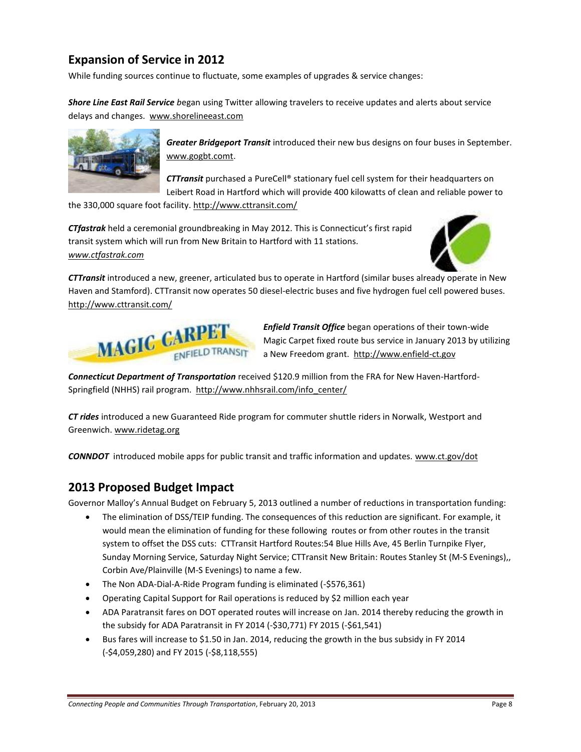## Expansion of Service in 2012

While funding sources continue to fluctuate, some examples of upgrades & service changes:

***Shore Line East Rail Service*** began using Twitter allowing travelers to receive updates and alerts about service delays and changes. www.shorelineeast.com

***Greater Bridgeport Transit*** introduced their new bus designs on four buses in September. www.gogbt.comt.

***CTTransit*** purchased a PureCell® stationary fuel cell system for their headquarters on Leibert Road in Hartford which will provide 400 kilowatts of clean and reliable power to the 330,000 square foot facility. http://www.cttransit.com/

***CTfastrak*** held a ceremonial groundbreaking in May 2012. This is Connecticut's first rapid transit system which will run from New Britain to Hartford with 11 stations. *www.ctfastrak.com*

***CTTransit*** introduced a new, greener, articulated bus to operate in Hartford (similar buses already operate in New Haven and Stamford). CTTransit now operates 50 diesel-electric buses and five hydrogen fuel cell powered buses. http://www.cttransit.com/

***Enfield Transit Office*** began operations of their town-wide Magic Carpet fixed route bus service in January 2013 by utilizing a New Freedom grant. http://www.enfield-ct.gov

***Connecticut Department of Transportation*** received $120.9 million from the FRA for New Haven-Hartford-Springfield (NHHS) rail program. http://www.nhhsrail.com/info_center/

***CT rides*** introduced a new Guaranteed Ride program for commuter shuttle riders in Norwalk, Westport and Greenwich. www.ridetag.org

***CONNDOT*** introduced mobile apps for public transit and traffic information and updates. www.ct.gov/dot

## 2013 Proposed Budget Impact

Governor Malloy's Annual Budget on February 5, 2013 outlined a number of reductions in transportation funding:

- The elimination of DSS/TEIP funding. The consequences of this reduction are significant. For example, it would mean the elimination of funding for these following routes or from other routes in the transit system to offset the DSS cuts: CTTransit Hartford Routes:54 Blue Hills Ave, 45 Berlin Turnpike Flyer, Sunday Morning Service, Saturday Night Service; CTTransit New Britain: Routes Stanley St (M-S Evenings),, Corbin Ave/Plainville (M-S Evenings) to name a few.
- The Non ADA-Dial-A-Ride Program funding is eliminated (-$576,361)
- Operating Capital Support for Rail operations is reduced by $2 million each year
- ADA Paratransit fares on DOT operated routes will increase on Jan. 2014 thereby reducing the growth in the subsidy for ADA Paratransit in FY 2014 (-$30,771) FY 2015 (-$61,541)
- Bus fares will increase to $1.50 in Jan. 2014, reducing the growth in the bus subsidy in FY 2014 (-$4,059,280) and FY 2015 (-$8,118,555)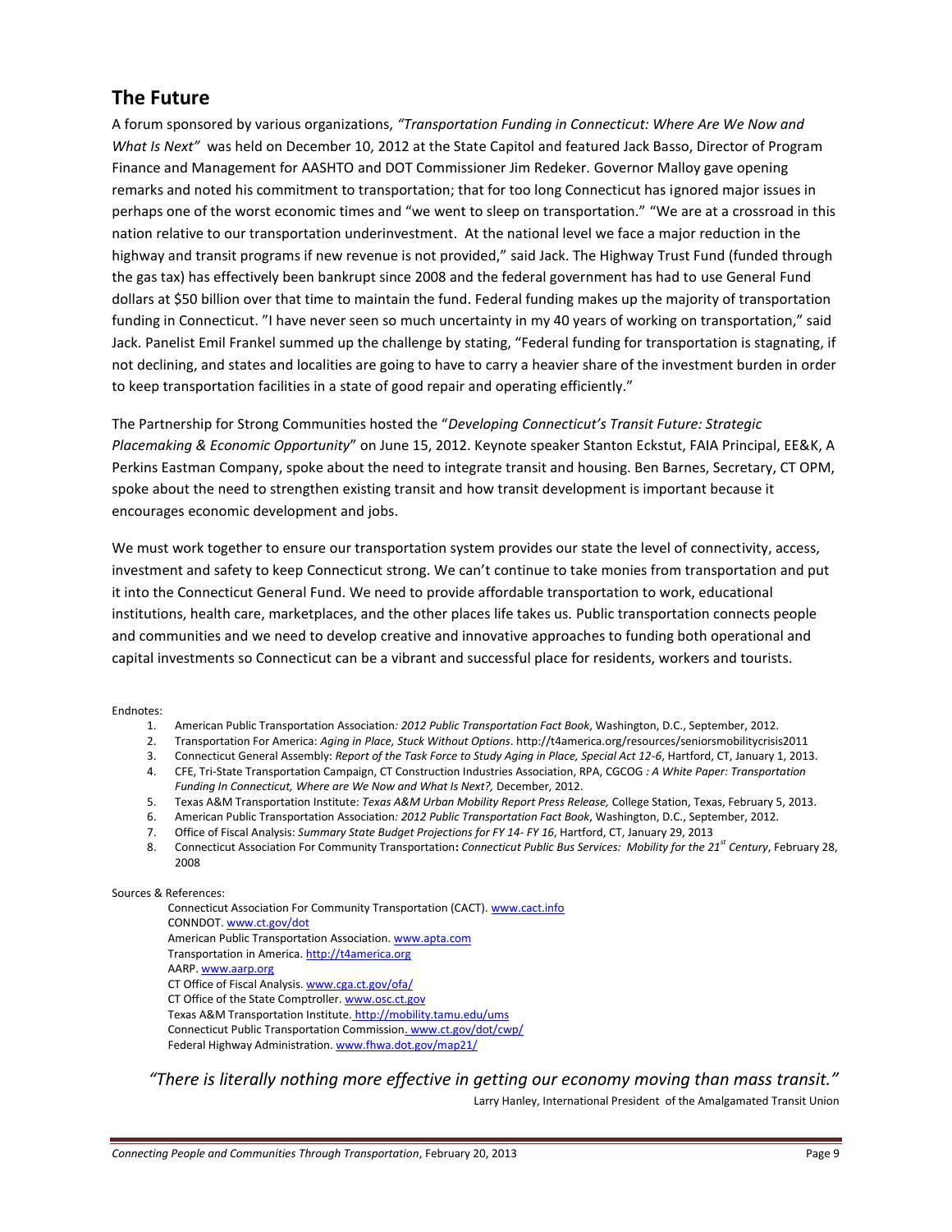## The Future

A forum sponsored by various organizations, *"Transportation Funding in Connecticut: Where Are We Now and What Is Next"* was held on December 10, 2012 at the State Capitol and featured Jack Basso, Director of Program Finance and Management for AASHTO and DOT Commissioner Jim Redeker. Governor Malloy gave opening remarks and noted his commitment to transportation; that for too long Connecticut has ignored major issues in perhaps one of the worst economic times and "we went to sleep on transportation." "We are at a crossroad in this nation relative to our transportation underinvestment. At the national level we face a major reduction in the highway and transit programs if new revenue is not provided," said Jack. The Highway Trust Fund (funded through the gas tax) has effectively been bankrupt since 2008 and the federal government has had to use General Fund dollars at $50 billion over that time to maintain the fund. Federal funding makes up the majority of transportation funding in Connecticut. "I have never seen so much uncertainty in my 40 years of working on transportation," said Jack. Panelist Emil Frankel summed up the challenge by stating, "Federal funding for transportation is stagnating, if not declining, and states and localities are going to have to carry a heavier share of the investment burden in order to keep transportation facilities in a state of good repair and operating efficiently."

The Partnership for Strong Communities hosted the "*Developing Connecticut's Transit Future: Strategic Placemaking & Economic Opportunity*" on June 15, 2012. Keynote speaker Stanton Eckstut, FAIA Principal, EE&K, A Perkins Eastman Company, spoke about the need to integrate transit and housing. Ben Barnes, Secretary, CT OPM, spoke about the need to strengthen existing transit and how transit development is important because it encourages economic development and jobs.

We must work together to ensure our transportation system provides our state the level of connectivity, access, investment and safety to keep Connecticut strong. We can't continue to take monies from transportation and put it into the Connecticut General Fund. We need to provide affordable transportation to work, educational institutions, health care, marketplaces, and the other places life takes us. Public transportation connects people and communities and we need to develop creative and innovative approaches to funding both operational and capital investments so Connecticut can be a vibrant and successful place for residents, workers and tourists.

Endnotes:

1. American Public Transportation Association*: 2012 Public Transportation Fact Book*, Washington, D.C., September, 2012.
2. Transportation For America: *Aging in Place, Stuck Without Options*. http://t4america.org/resources/seniorsmobilitycrisis2011
3. Connecticut General Assembly: *Report of the Task Force to Study Aging in Place, Special Act 12-6*, Hartford, CT, January 1, 2013.
4. CFE, Tri-State Transportation Campaign, CT Construction Industries Association, RPA, CGCOG *: A White Paper: Transportation Funding In Connecticut, Where are We Now and What Is Next?,* December, 2012.
5. Texas A&M Transportation Institute: *Texas A&M Urban Mobility Report Press Release,* College Station, Texas, February 5, 2013.
6. American Public Transportation Association*: 2012 Public Transportation Fact Book*, Washington, D.C., September, 2012.
7. Office of Fiscal Analysis: *Summary State Budget Projections for FY 14- FY 16*, Hartford, CT, January 29, 2013
8. Connecticut Association For Community Transportation**:** *Connecticut Public Bus Services: Mobility for the 21st Century*, February 28, 2008

Sources & References:

Connecticut Association For Community Transportation (CACT). www.cact.info
CONNDOT. www.ct.gov/dot
American Public Transportation Association. www.apta.com
Transportation in America. http://t4america.org
AARP. www.aarp.org
CT Office of Fiscal Analysis. www.cga.ct.gov/ofa/
CT Office of the State Comptroller. www.osc.ct.gov
Texas A&M Transportation Institute. http://mobility.tamu.edu/ums
Connecticut Public Transportation Commission. www.ct.gov/dot/cwp/
Federal Highway Administration. www.fhwa.dot.gov/map21/

*"There is literally nothing more effective in getting our economy moving than mass transit."*

Larry Hanley, International President of the Amalgamated Transit Union